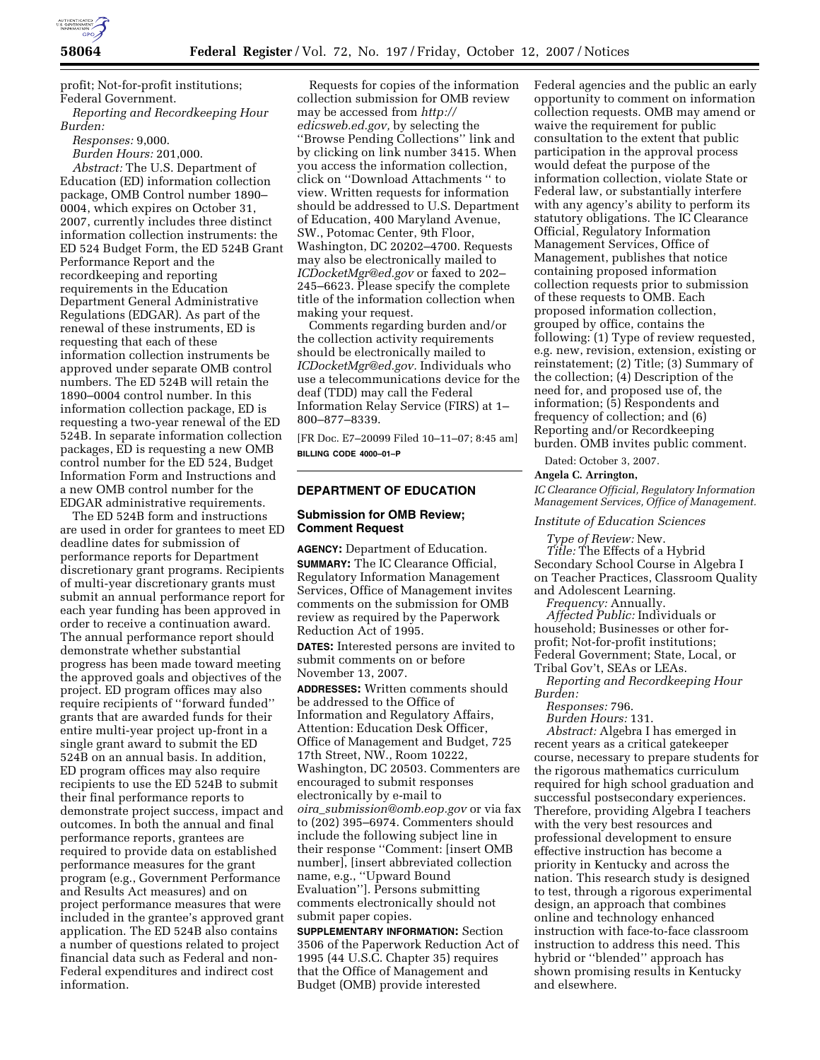profit; Not-for-profit institutions; Federal Government.

*Reporting and Recordkeeping Hour Burden:*

*Responses:* 9,000.

*Burden Hours:* 201,000.

*Abstract:* The U.S. Department of Education (ED) information collection package, OMB Control number 1890–0004, which expires on October 31, 2007, currently includes three distinct information collection instruments: the ED 524 Budget Form, the ED 524B Grant Performance Report and the recordkeeping and reporting requirements in the Education Department General Administrative Regulations (EDGAR). As part of the renewal of these instruments, ED is requesting that each of these information collection instruments be approved under separate OMB control numbers. The ED 524B will retain the 1890–0004 control number. In this information collection package, ED is requesting a two-year renewal of the ED 524B. In separate information collection packages, ED is requesting a new OMB control number for the ED 524, Budget Information Form and Instructions and a new OMB control number for the EDGAR administrative requirements.

The ED 524B form and instructions are used in order for grantees to meet ED deadline dates for submission of performance reports for Department discretionary grant programs. Recipients of multi-year discretionary grants must submit an annual performance report for each year funding has been approved in order to receive a continuation award. The annual performance report should demonstrate whether substantial progress has been made toward meeting the approved goals and objectives of the project. ED program offices may also require recipients of ''forward funded'' grants that are awarded funds for their entire multi-year project up-front in a single grant award to submit the ED 524B on an annual basis. In addition, ED program offices may also require recipients to use the ED 524B to submit their final performance reports to demonstrate project success, impact and outcomes. In both the annual and final performance reports, grantees are required to provide data on established performance measures for the grant program (e.g., Government Performance and Results Act measures) and on project performance measures that were included in the grantee's approved grant application. The ED 524B also contains a number of questions related to project financial data such as Federal and non-Federal expenditures and indirect cost information.

Requests for copies of the information collection submission for OMB review may be accessed from *http://edicsweb.ed.gov,* by selecting the ''Browse Pending Collections'' link and by clicking on link number 3415. When you access the information collection, click on ''Download Attachments '' to view. Written requests for information should be addressed to U.S. Department of Education, 400 Maryland Avenue, SW., Potomac Center, 9th Floor, Washington, DC 20202–4700. Requests may also be electronically mailed to *ICDocketMgr@ed.gov* or faxed to 202–245–6623. Please specify the complete title of the information collection when making your request.

Comments regarding burden and/or the collection activity requirements should be electronically mailed to *ICDocketMgr@ed.gov.* Individuals who use a telecommunications device for the deaf (TDD) may call the Federal Information Relay Service (FIRS) at 1–800–877–8339.

[FR Doc. E7–20099 Filed 10–11–07; 8:45 am]

**BILLING CODE 4000–01–P**

## DEPARTMENT OF EDUCATION

### Submission for OMB Review; Comment Request

**AGENCY:** Department of Education.

**SUMMARY:** The IC Clearance Official, Regulatory Information Management Services, Office of Management invites comments on the submission for OMB review as required by the Paperwork Reduction Act of 1995.

**DATES:** Interested persons are invited to submit comments on or before November 13, 2007.

**ADDRESSES:** Written comments should be addressed to the Office of Information and Regulatory Affairs, Attention: Education Desk Officer, Office of Management and Budget, 725 17th Street, NW., Room 10222, Washington, DC 20503. Commenters are encouraged to submit responses electronically by e-mail to *oira_submission@omb.eop.gov* or via fax to (202) 395–6974. Commenters should include the following subject line in their response ''Comment: [insert OMB number], [insert abbreviated collection name, e.g., ''Upward Bound Evaluation'']. Persons submitting comments electronically should not submit paper copies.

**SUPPLEMENTARY INFORMATION:** Section 3506 of the Paperwork Reduction Act of 1995 (44 U.S.C. Chapter 35) requires that the Office of Management and Budget (OMB) provide interested Federal agencies and the public an early opportunity to comment on information collection requests. OMB may amend or waive the requirement for public consultation to the extent that public participation in the approval process would defeat the purpose of the information collection, violate State or Federal law, or substantially interfere with any agency's ability to perform its statutory obligations. The IC Clearance Official, Regulatory Information Management Services, Office of Management, publishes that notice containing proposed information collection requests prior to submission of these requests to OMB. Each proposed information collection, grouped by office, contains the following: (1) Type of review requested, e.g. new, revision, extension, existing or reinstatement; (2) Title; (3) Summary of the collection; (4) Description of the need for, and proposed use of, the information; (5) Respondents and frequency of collection; and (6) Reporting and/or Recordkeeping burden. OMB invites public comment.

Dated: October 3, 2007.

**Angela C. Arrington,**

*IC Clearance Official, Regulatory Information Management Services, Office of Management.*

*Institute of Education Sciences*

*Type of Review:* New.

*Title:* The Effects of a Hybrid Secondary School Course in Algebra I on Teacher Practices, Classroom Quality and Adolescent Learning.

*Frequency:* Annually.

*Affected Public:* Individuals or household; Businesses or other for-profit; Not-for-profit institutions; Federal Government; State, Local, or Tribal Gov't, SEAs or LEAs.

*Reporting and Recordkeeping Hour Burden:*

*Responses:* 796.

*Burden Hours:* 131.

*Abstract:* Algebra I has emerged in recent years as a critical gatekeeper course, necessary to prepare students for the rigorous mathematics curriculum required for high school graduation and successful postsecondary experiences. Therefore, providing Algebra I teachers with the very best resources and professional development to ensure effective instruction has become a priority in Kentucky and across the nation. This research study is designed to test, through a rigorous experimental design, an approach that combines online and technology enhanced instruction with face-to-face classroom instruction to address this need. This hybrid or ''blended'' approach has shown promising results in Kentucky and elsewhere.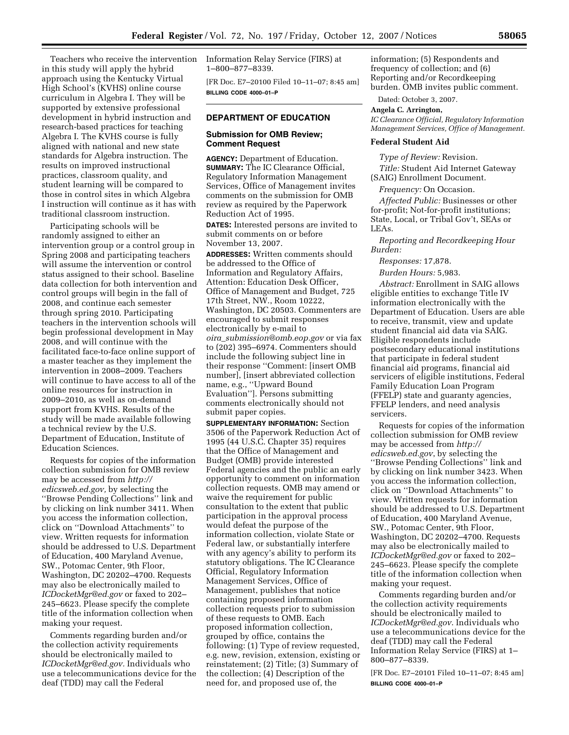Teachers who receive the intervention in this study will apply the hybrid approach using the Kentucky Virtual High School's (KVHS) online course curriculum in Algebra I. They will be supported by extensive professional development in hybrid instruction and research-based practices for teaching Algebra I. The KVHS course is fully aligned with national and new state standards for Algebra instruction. The results on improved instructional practices, classroom quality, and student learning will be compared to those in control sites in which Algebra I instruction will continue as it has with traditional classroom instruction.

Participating schools will be randomly assigned to either an intervention group or a control group in Spring 2008 and participating teachers will assume the intervention or control status assigned to their school. Baseline data collection for both intervention and control groups will begin in the fall of 2008, and continue each semester through spring 2010. Participating teachers in the intervention schools will begin professional development in May 2008, and will continue with the facilitated face-to-face online support of a master teacher as they implement the intervention in 2008–2009. Teachers will continue to have access to all of the online resources for instruction in 2009–2010, as well as on-demand support from KVHS. Results of the study will be made available following a technical review by the U.S. Department of Education, Institute of Education Sciences.

Requests for copies of the information collection submission for OMB review may be accessed from *http://edicsweb.ed.gov,* by selecting the ''Browse Pending Collections'' link and by clicking on link number 3411. When you access the information collection, click on ''Download Attachments'' to view. Written requests for information should be addressed to U.S. Department of Education, 400 Maryland Avenue, SW., Potomac Center, 9th Floor, Washington, DC 20202–4700. Requests may also be electronically mailed to *ICDocketMgr@ed.gov* or faxed to 202–245–6623. Please specify the complete title of the information collection when making your request.

Comments regarding burden and/or the collection activity requirements should be electronically mailed to *ICDocketMgr@ed.gov.* Individuals who use a telecommunications device for the deaf (TDD) may call the Federal Information Relay Service (FIRS) at 1–800–877–8339.

[FR Doc. E7–20100 Filed 10–11–07; 8:45 am]

**BILLING CODE 4000–01–P**

## DEPARTMENT OF EDUCATION

### Submission for OMB Review; Comment Request

**AGENCY:** Department of Education.

**SUMMARY:** The IC Clearance Official, Regulatory Information Management Services, Office of Management invites comments on the submission for OMB review as required by the Paperwork Reduction Act of 1995.

**DATES:** Interested persons are invited to submit comments on or before November 13, 2007.

**ADDRESSES:** Written comments should be addressed to the Office of Information and Regulatory Affairs, Attention: Education Desk Officer, Office of Management and Budget, 725 17th Street, NW., Room 10222, Washington, DC 20503. Commenters are encouraged to submit responses electronically by e-mail to *oira_submission@omb.eop.gov* or via fax to (202) 395–6974. Commenters should include the following subject line in their response ''Comment: [insert OMB number], [insert abbreviated collection name, e.g., ''Upward Bound Evaluation'']. Persons submitting comments electronically should not submit paper copies.

**SUPPLEMENTARY INFORMATION:** Section 3506 of the Paperwork Reduction Act of 1995 (44 U.S.C. Chapter 35) requires that the Office of Management and Budget (OMB) provide interested Federal agencies and the public an early opportunity to comment on information collection requests. OMB may amend or waive the requirement for public consultation to the extent that public participation in the approval process would defeat the purpose of the information collection, violate State or Federal law, or substantially interfere with any agency's ability to perform its statutory obligations. The IC Clearance Official, Regulatory Information Management Services, Office of Management, publishes that notice containing proposed information collection requests prior to submission of these requests to OMB. Each proposed information collection, grouped by office, contains the following: (1) Type of review requested, e.g. new, revision, extension, existing or reinstatement; (2) Title; (3) Summary of the collection; (4) Description of the need for, and proposed use of, the information; (5) Respondents and frequency of collection; and (6) Reporting and/or Recordkeeping burden. OMB invites public comment.

Dated: October 3, 2007.

**Angela C. Arrington,**

*IC Clearance Official, Regulatory Information Management Services, Office of Management.*

### Federal Student Aid

*Type of Review:* Revision.

*Title:* Student Aid Internet Gateway (SAIG) Enrollment Document.

*Frequency:* On Occasion.

*Affected Public:* Businesses or other for-profit; Not-for-profit institutions; State, Local, or Tribal Gov't, SEAs or LEAs.

*Reporting and Recordkeeping Hour Burden:*

*Responses:* 17,878.

*Burden Hours:* 5,983.

*Abstract:* Enrollment in SAIG allows eligible entities to exchange Title IV information electronically with the Department of Education. Users are able to receive, transmit, view and update student financial aid data via SAIG. Eligible respondents include postsecondary educational institutions that participate in federal student financial aid programs, financial aid servicers of eligible institutions, Federal Family Education Loan Program (FFELP) state and guaranty agencies, FFELP lenders, and need analysis servicers.

Requests for copies of the information collection submission for OMB review may be accessed from *http://edicsweb.ed.gov*, by selecting the ''Browse Pending Collections'' link and by clicking on link number 3423. When you access the information collection, click on ''Download Attachments'' to view. Written requests for information should be addressed to U.S. Department of Education, 400 Maryland Avenue, SW., Potomac Center, 9th Floor, Washington, DC 20202–4700. Requests may also be electronically mailed to *ICDocketMgr@ed.gov* or faxed to 202–245–6623. Please specify the complete title of the information collection when making your request.

Comments regarding burden and/or the collection activity requirements should be electronically mailed to *ICDocketMgr@ed.gov*. Individuals who use a telecommunications device for the deaf (TDD) may call the Federal Information Relay Service (FIRS) at 1–800–877–8339.

[FR Doc. E7–20101 Filed 10–11–07; 8:45 am]

**BILLING CODE 4000–01–P**